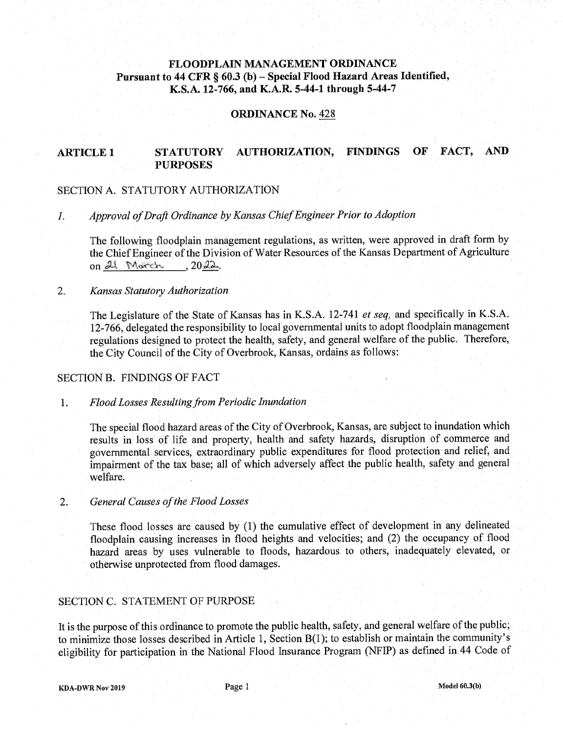# FLOODPLAIN MANAGEMENT ORDINANCE
## Pursuant to 44 CFR § 60.3 (b) – Special Flood Hazard Areas Identified, K.S.A. 12-766, and K.A.R. 5-44-1 through 5-44-7

## ORDINANCE No. 428

## ARTICLE 1 STATUTORY AUTHORIZATION, FINDINGS OF FACT, AND PURPOSES

### SECTION A. STATUTORY AUTHORIZATION

1. *Approval of Draft Ordinance by Kansas Chief Engineer Prior to Adoption*

   The following floodplain management regulations, as written, were approved in draft form by the Chief Engineer of the Division of Water Resources of the Kansas Department of Agriculture on 21 March, 2022.

2. *Kansas Statutory Authorization*

   The Legislature of the State of Kansas has in K.S.A. 12-741 *et seq,* and specifically in K.S.A. 12-766, delegated the responsibility to local governmental units to adopt floodplain management regulations designed to protect the health, safety, and general welfare of the public. Therefore, the City Council of the City of Overbrook, Kansas, ordains as follows:

### SECTION B. FINDINGS OF FACT

1. *Flood Losses Resulting from Periodic Inundation*

   The special flood hazard areas of the City of Overbrook, Kansas, are subject to inundation which results in loss of life and property, health and safety hazards, disruption of commerce and governmental services, extraordinary public expenditures for flood protection and relief, and impairment of the tax base; all of which adversely affect the public health, safety and general welfare.

2. *General Causes of the Flood Losses*

   These flood losses are caused by (1) the cumulative effect of development in any delineated floodplain causing increases in flood heights and velocities; and (2) the occupancy of flood hazard areas by uses vulnerable to floods, hazardous to others, inadequately elevated, or otherwise unprotected from flood damages.

### SECTION C. STATEMENT OF PURPOSE

It is the purpose of this ordinance to promote the public health, safety, and general welfare of the public; to minimize those losses described in Article 1, Section B(1); to establish or maintain the community's eligibility for participation in the National Flood Insurance Program (NFIP) as defined in 44 Code of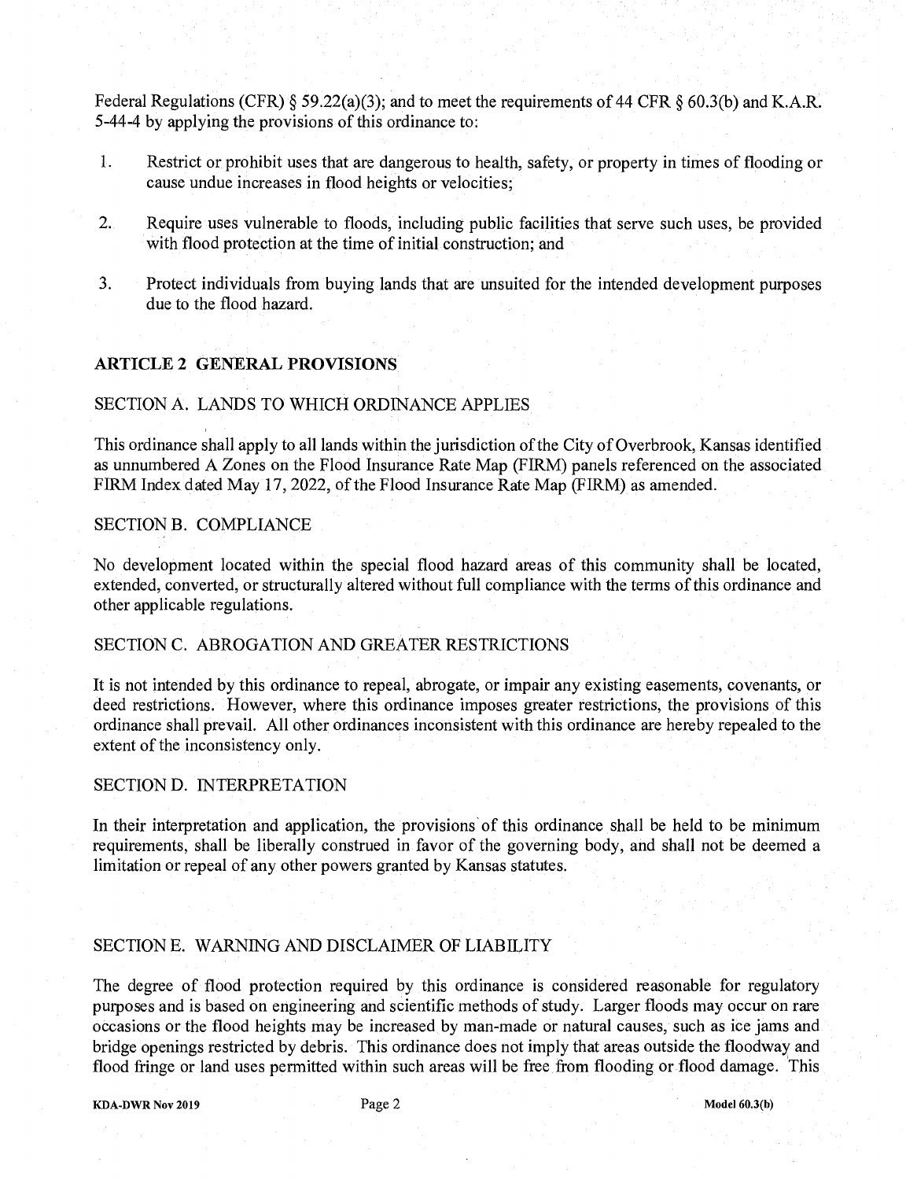Federal Regulations (CFR) § 59.22(a)(3); and to meet the requirements of 44 CFR § 60.3(b) and K.A.R. 5-44-4 by applying the provisions of this ordinance to:

1. Restrict or prohibit uses that are dangerous to health, safety, or property in times of flooding or cause undue increases in flood heights or velocities;

2. Require uses vulnerable to floods, including public facilities that serve such uses, be provided with flood protection at the time of initial construction; and

3. Protect individuals from buying lands that are unsuited for the intended development purposes due to the flood hazard.

## ARTICLE 2 GENERAL PROVISIONS

### SECTION A. LANDS TO WHICH ORDINANCE APPLIES

This ordinance shall apply to all lands within the jurisdiction of the City of Overbrook, Kansas identified as unnumbered A Zones on the Flood Insurance Rate Map (FIRM) panels referenced on the associated FIRM Index dated May 17, 2022, of the Flood Insurance Rate Map (FIRM) as amended.

### SECTION B. COMPLIANCE

No development located within the special flood hazard areas of this community shall be located, extended, converted, or structurally altered without full compliance with the terms of this ordinance and other applicable regulations.

### SECTION C. ABROGATION AND GREATER RESTRICTIONS

It is not intended by this ordinance to repeal, abrogate, or impair any existing easements, covenants, or deed restrictions. However, where this ordinance imposes greater restrictions, the provisions of this ordinance shall prevail. All other ordinances inconsistent with this ordinance are hereby repealed to the extent of the inconsistency only.

### SECTION D. INTERPRETATION

In their interpretation and application, the provisions of this ordinance shall be held to be minimum requirements, shall be liberally construed in favor of the governing body, and shall not be deemed a limitation or repeal of any other powers granted by Kansas statutes.

### SECTION E. WARNING AND DISCLAIMER OF LIABILITY

The degree of flood protection required by this ordinance is considered reasonable for regulatory purposes and is based on engineering and scientific methods of study. Larger floods may occur on rare occasions or the flood heights may be increased by man-made or natural causes, such as ice jams and bridge openings restricted by debris. This ordinance does not imply that areas outside the floodway and flood fringe or land uses permitted within such areas will be free from flooding or flood damage. This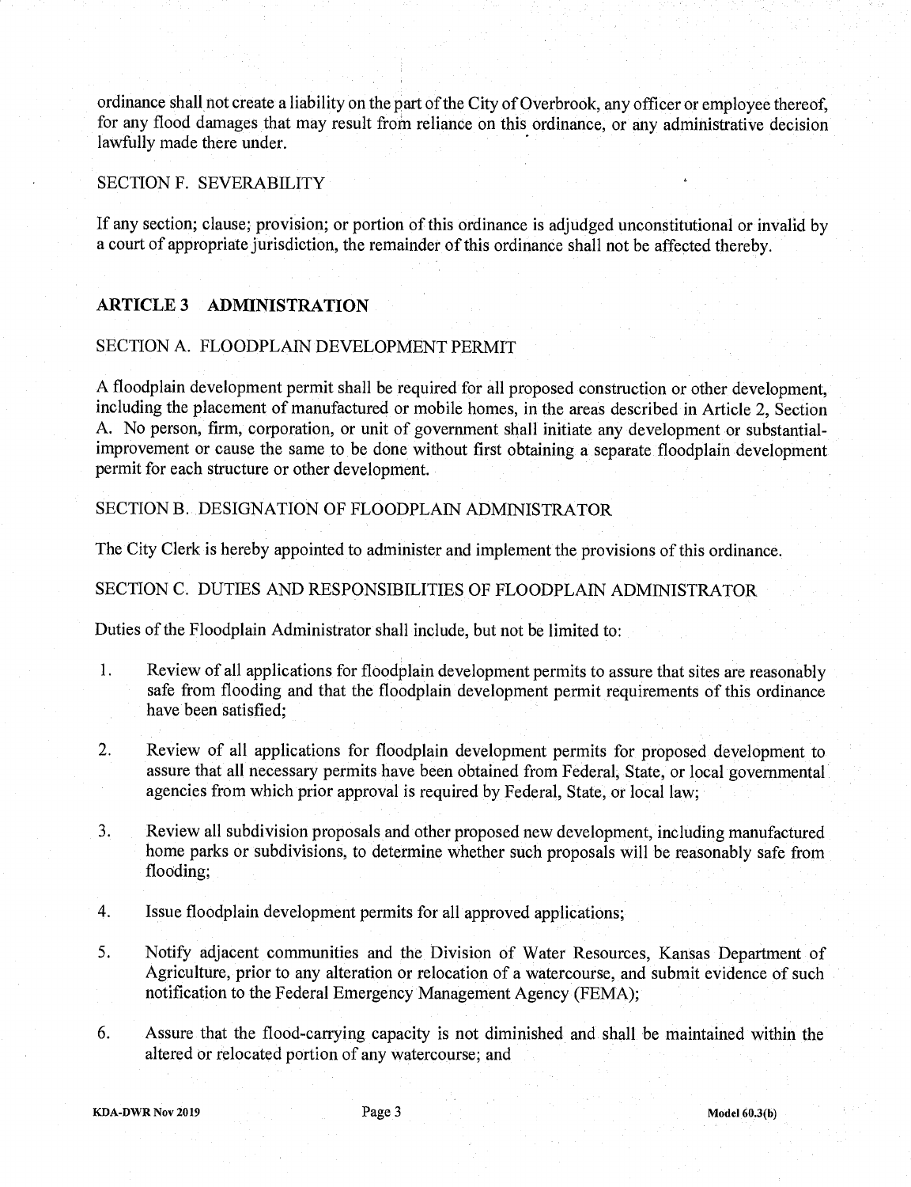ordinance shall not create a liability on the part of the City of Overbrook, any officer or employee thereof, for any flood damages that may result from reliance on this ordinance, or any administrative decision lawfully made there under.

SECTION F. SEVERABILITY

If any section; clause; provision; or portion of this ordinance is adjudged unconstitutional or invalid by a court of appropriate jurisdiction, the remainder of this ordinance shall not be affected thereby.

## ARTICLE 3 ADMINISTRATION

SECTION A. FLOODPLAIN DEVELOPMENT PERMIT

A floodplain development permit shall be required for all proposed construction or other development, including the placement of manufactured or mobile homes, in the areas described in Article 2, Section A. No person, firm, corporation, or unit of government shall initiate any development or substantial-improvement or cause the same to be done without first obtaining a separate floodplain development permit for each structure or other development.

SECTION B. DESIGNATION OF FLOODPLAIN ADMINISTRATOR

The City Clerk is hereby appointed to administer and implement the provisions of this ordinance.

SECTION C. DUTIES AND RESPONSIBILITIES OF FLOODPLAIN ADMINISTRATOR

Duties of the Floodplain Administrator shall include, but not be limited to:

1. Review of all applications for floodplain development permits to assure that sites are reasonably safe from flooding and that the floodplain development permit requirements of this ordinance have been satisfied;

2. Review of all applications for floodplain development permits for proposed development to assure that all necessary permits have been obtained from Federal, State, or local governmental agencies from which prior approval is required by Federal, State, or local law;

3. Review all subdivision proposals and other proposed new development, including manufactured home parks or subdivisions, to determine whether such proposals will be reasonably safe from flooding;

4. Issue floodplain development permits for all approved applications;

5. Notify adjacent communities and the Division of Water Resources, Kansas Department of Agriculture, prior to any alteration or relocation of a watercourse, and submit evidence of such notification to the Federal Emergency Management Agency (FEMA);

6. Assure that the flood-carrying capacity is not diminished and shall be maintained within the altered or relocated portion of any watercourse; and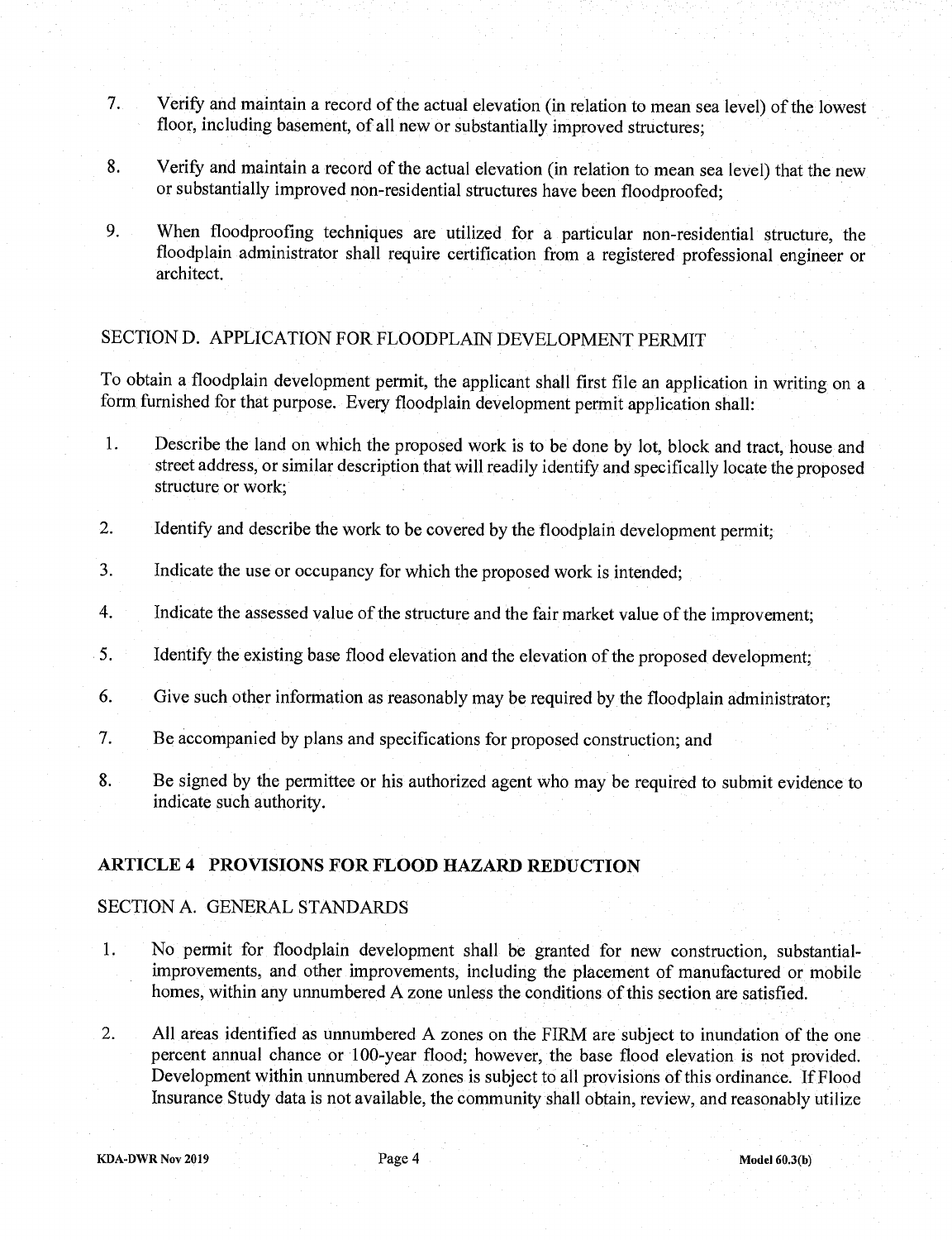7. Verify and maintain a record of the actual elevation (in relation to mean sea level) of the lowest floor, including basement, of all new or substantially improved structures;

8. Verify and maintain a record of the actual elevation (in relation to mean sea level) that the new or substantially improved non-residential structures have been floodproofed;

9. When floodproofing techniques are utilized for a particular non-residential structure, the floodplain administrator shall require certification from a registered professional engineer or architect.

## SECTION D. APPLICATION FOR FLOODPLAIN DEVELOPMENT PERMIT

To obtain a floodplain development permit, the applicant shall first file an application in writing on a form furnished for that purpose. Every floodplain development permit application shall:

1. Describe the land on which the proposed work is to be done by lot, block and tract, house and street address, or similar description that will readily identify and specifically locate the proposed structure or work;

2. Identify and describe the work to be covered by the floodplain development permit;

3. Indicate the use or occupancy for which the proposed work is intended;

4. Indicate the assessed value of the structure and the fair market value of the improvement;

5. Identify the existing base flood elevation and the elevation of the proposed development;

6. Give such other information as reasonably may be required by the floodplain administrator;

7. Be accompanied by plans and specifications for proposed construction; and

8. Be signed by the permittee or his authorized agent who may be required to submit evidence to indicate such authority.

# ARTICLE 4 PROVISIONS FOR FLOOD HAZARD REDUCTION

## SECTION A. GENERAL STANDARDS

1. No permit for floodplain development shall be granted for new construction, substantial-improvements, and other improvements, including the placement of manufactured or mobile homes, within any unnumbered A zone unless the conditions of this section are satisfied.

2. All areas identified as unnumbered A zones on the FIRM are subject to inundation of the one percent annual chance or 100-year flood; however, the base flood elevation is not provided. Development within unnumbered A zones is subject to all provisions of this ordinance. If Flood Insurance Study data is not available, the community shall obtain, review, and reasonably utilize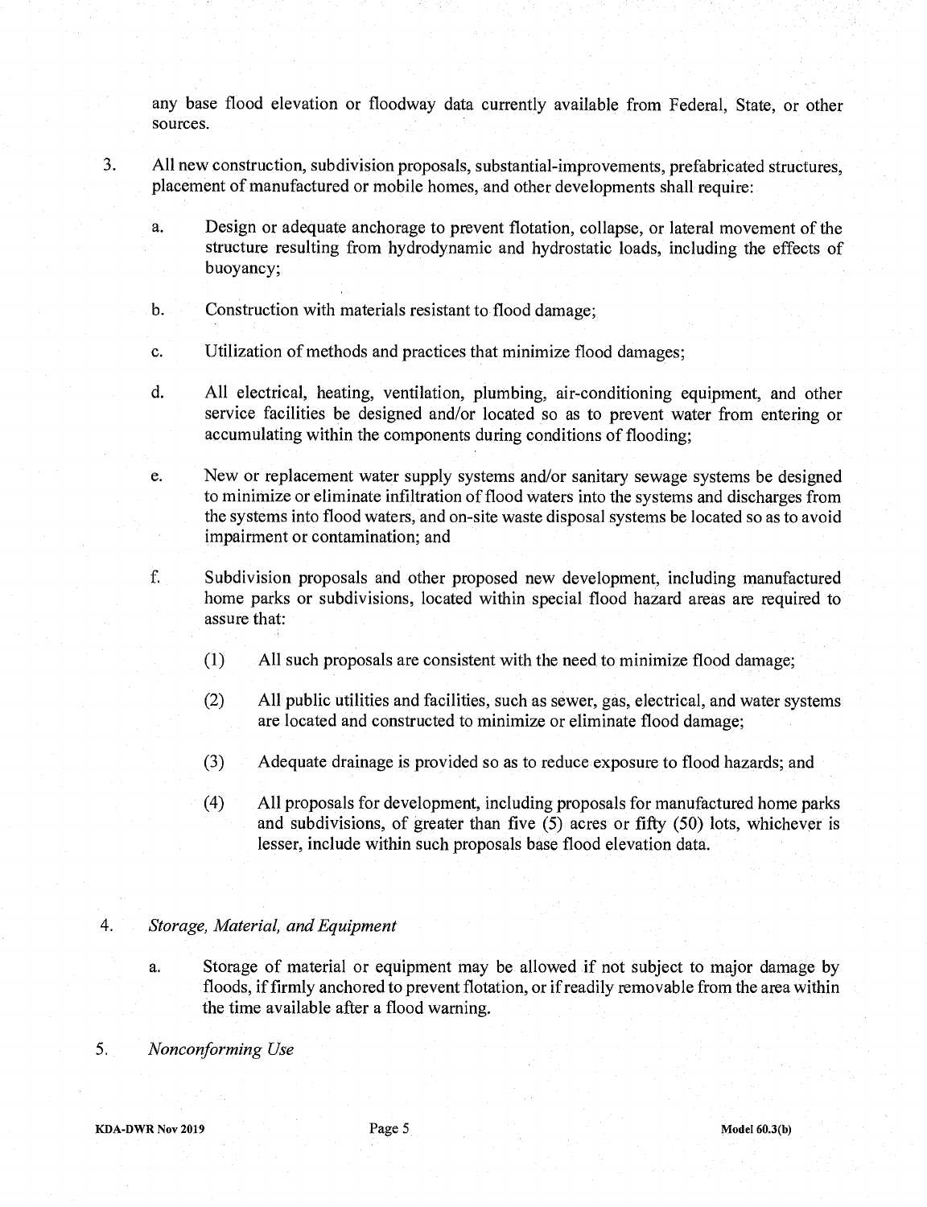any base flood elevation or floodway data currently available from Federal, State, or other sources.

3. All new construction, subdivision proposals, substantial-improvements, prefabricated structures, placement of manufactured or mobile homes, and other developments shall require:

   a. Design or adequate anchorage to prevent flotation, collapse, or lateral movement of the structure resulting from hydrodynamic and hydrostatic loads, including the effects of buoyancy;

   b. Construction with materials resistant to flood damage;

   c. Utilization of methods and practices that minimize flood damages;

   d. All electrical, heating, ventilation, plumbing, air-conditioning equipment, and other service facilities be designed and/or located so as to prevent water from entering or accumulating within the components during conditions of flooding;

   e. New or replacement water supply systems and/or sanitary sewage systems be designed to minimize or eliminate infiltration of flood waters into the systems and discharges from the systems into flood waters, and on-site waste disposal systems be located so as to avoid impairment or contamination; and

   f. Subdivision proposals and other proposed new development, including manufactured home parks or subdivisions, located within special flood hazard areas are required to assure that:

      (1) All such proposals are consistent with the need to minimize flood damage;

      (2) All public utilities and facilities, such as sewer, gas, electrical, and water systems are located and constructed to minimize or eliminate flood damage;

      (3) Adequate drainage is provided so as to reduce exposure to flood hazards; and

      (4) All proposals for development, including proposals for manufactured home parks and subdivisions, of greater than five (5) acres or fifty (50) lots, whichever is lesser, include within such proposals base flood elevation data.

4. *Storage, Material, and Equipment*

   a. Storage of material or equipment may be allowed if not subject to major damage by floods, if firmly anchored to prevent flotation, or if readily removable from the area within the time available after a flood warning.

5. *Nonconforming Use*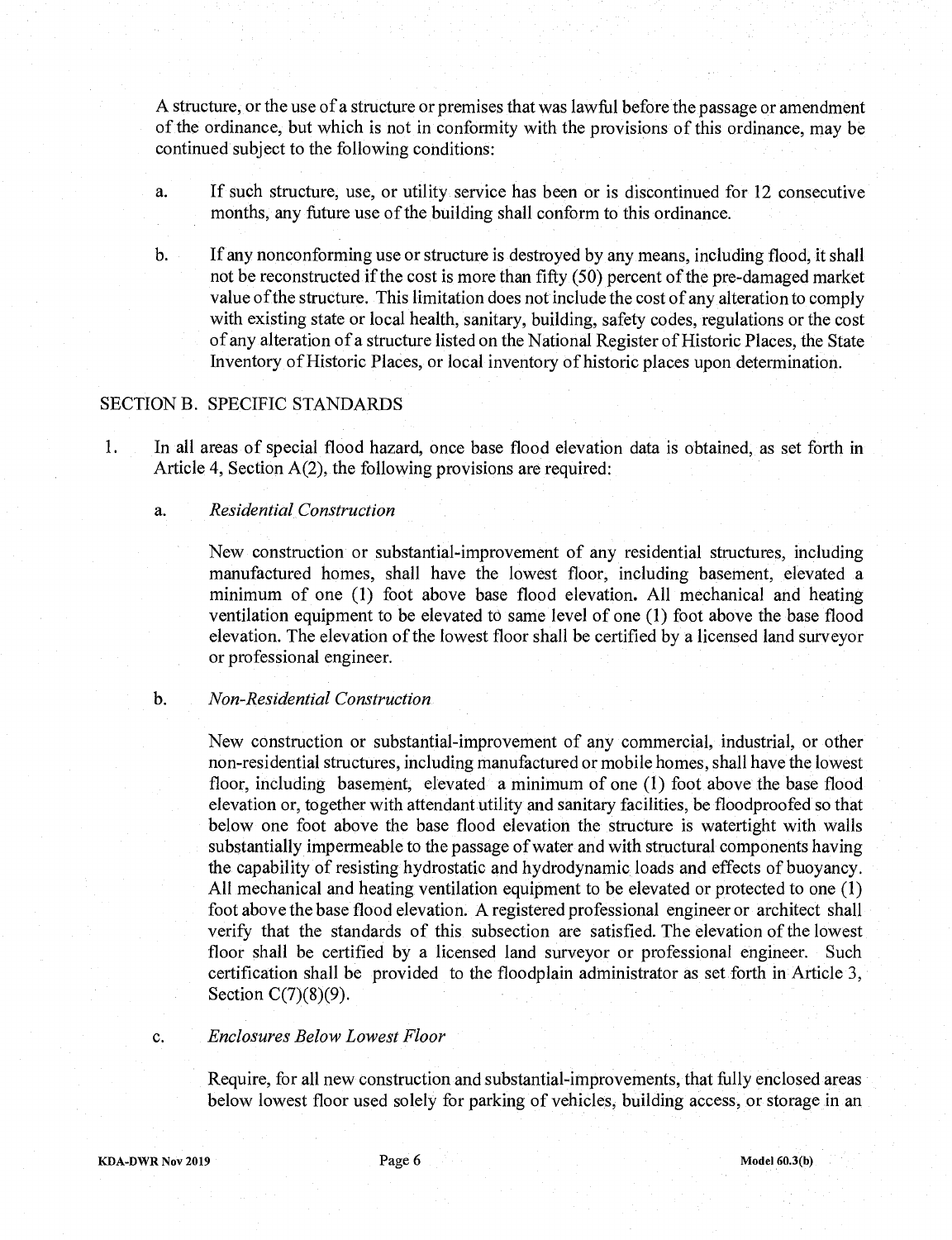A structure, or the use of a structure or premises that was lawful before the passage or amendment of the ordinance, but which is not in conformity with the provisions of this ordinance, may be continued subject to the following conditions:

a. If such structure, use, or utility service has been or is discontinued for 12 consecutive months, any future use of the building shall conform to this ordinance.

b. If any nonconforming use or structure is destroyed by any means, including flood, it shall not be reconstructed if the cost is more than fifty (50) percent of the pre-damaged market value of the structure. This limitation does not include the cost of any alteration to comply with existing state or local health, sanitary, building, safety codes, regulations or the cost of any alteration of a structure listed on the National Register of Historic Places, the State Inventory of Historic Places, or local inventory of historic places upon determination.

## SECTION B. SPECIFIC STANDARDS

1. In all areas of special flood hazard, once base flood elevation data is obtained, as set forth in Article 4, Section A(2), the following provisions are required:

   a. *Residential Construction*

      New construction or substantial-improvement of any residential structures, including manufactured homes, shall have the lowest floor, including basement, elevated a minimum of one (1) foot above base flood elevation. All mechanical and heating ventilation equipment to be elevated to same level of one (1) foot above the base flood elevation. The elevation of the lowest floor shall be certified by a licensed land surveyor or professional engineer.

   b. *Non-Residential Construction*

      New construction or substantial-improvement of any commercial, industrial, or other non-residential structures, including manufactured or mobile homes, shall have the lowest floor, including basement, elevated a minimum of one (1) foot above the base flood elevation or, together with attendant utility and sanitary facilities, be floodproofed so that below one foot above the base flood elevation the structure is watertight with walls substantially impermeable to the passage of water and with structural components having the capability of resisting hydrostatic and hydrodynamic loads and effects of buoyancy. All mechanical and heating ventilation equipment to be elevated or protected to one (1) foot above the base flood elevation. A registered professional engineer or architect shall verify that the standards of this subsection are satisfied. The elevation of the lowest floor shall be certified by a licensed land surveyor or professional engineer. Such certification shall be provided to the floodplain administrator as set forth in Article 3, Section C(7)(8)(9).

   c. *Enclosures Below Lowest Floor*

      Require, for all new construction and substantial-improvements, that fully enclosed areas below lowest floor used solely for parking of vehicles, building access, or storage in an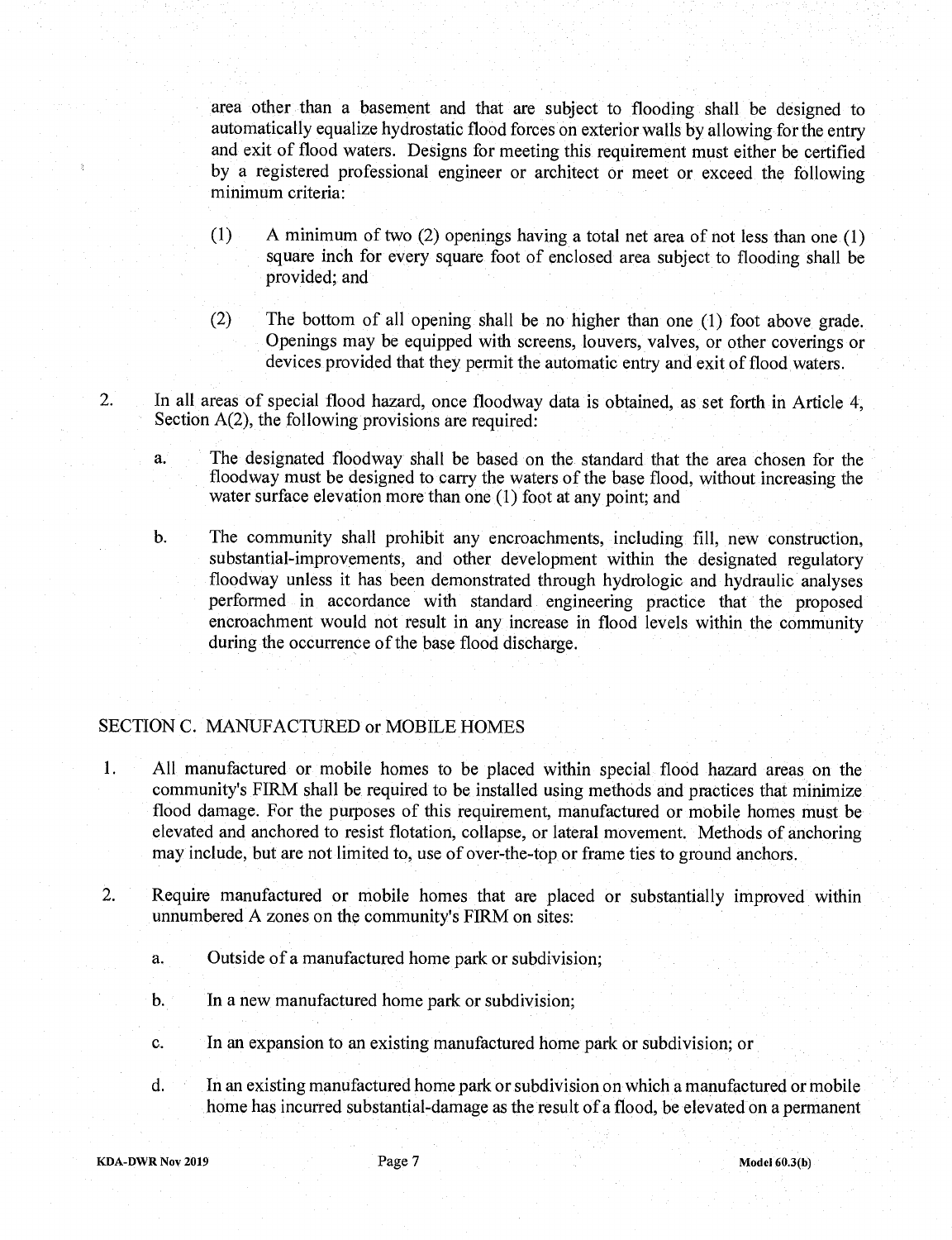area other than a basement and that are subject to flooding shall be designed to automatically equalize hydrostatic flood forces on exterior walls by allowing for the entry and exit of flood waters. Designs for meeting this requirement must either be certified by a registered professional engineer or architect or meet or exceed the following minimum criteria:

(1) A minimum of two (2) openings having a total net area of not less than one (1) square inch for every square foot of enclosed area subject to flooding shall be provided; and

(2) The bottom of all opening shall be no higher than one (1) foot above grade. Openings may be equipped with screens, louvers, valves, or other coverings or devices provided that they permit the automatic entry and exit of flood waters.

2. In all areas of special flood hazard, once floodway data is obtained, as set forth in Article 4, Section A(2), the following provisions are required:

   a. The designated floodway shall be based on the standard that the area chosen for the floodway must be designed to carry the waters of the base flood, without increasing the water surface elevation more than one (1) foot at any point; and

   b. The community shall prohibit any encroachments, including fill, new construction, substantial-improvements, and other development within the designated regulatory floodway unless it has been demonstrated through hydrologic and hydraulic analyses performed in accordance with standard engineering practice that the proposed encroachment would not result in any increase in flood levels within the community during the occurrence of the base flood discharge.

## SECTION C. MANUFACTURED or MOBILE HOMES

1. All manufactured or mobile homes to be placed within special flood hazard areas on the community's FIRM shall be required to be installed using methods and practices that minimize flood damage. For the purposes of this requirement, manufactured or mobile homes must be elevated and anchored to resist flotation, collapse, or lateral movement. Methods of anchoring may include, but are not limited to, use of over-the-top or frame ties to ground anchors.

2. Require manufactured or mobile homes that are placed or substantially improved within unnumbered A zones on the community's FIRM on sites:

   a. Outside of a manufactured home park or subdivision;

   b. In a new manufactured home park or subdivision;

   c. In an expansion to an existing manufactured home park or subdivision; or

   d. In an existing manufactured home park or subdivision on which a manufactured or mobile home has incurred substantial-damage as the result of a flood, be elevated on a permanent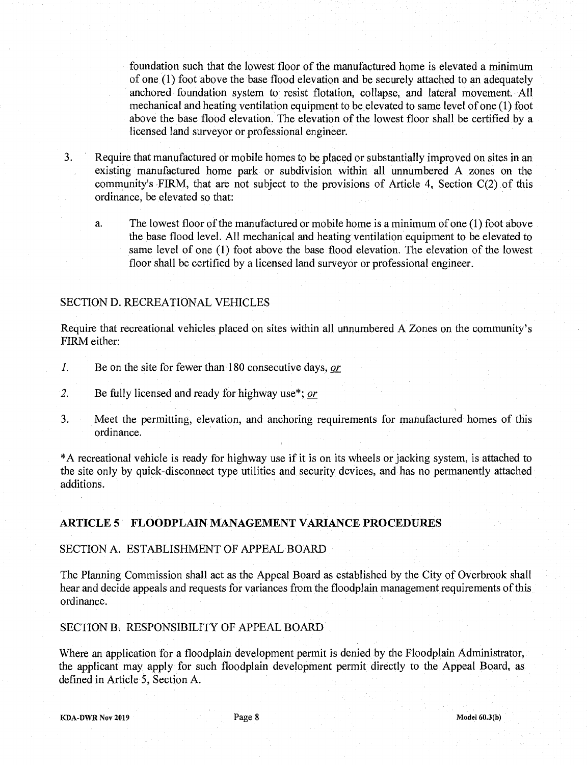foundation such that the lowest floor of the manufactured home is elevated a minimum of one (1) foot above the base flood elevation and be securely attached to an adequately anchored foundation system to resist flotation, collapse, and lateral movement. All mechanical and heating ventilation equipment to be elevated to same level of one (1) foot above the base flood elevation. The elevation of the lowest floor shall be certified by a licensed land surveyor or professional engineer.

3. Require that manufactured or mobile homes to be placed or substantially improved on sites in an existing manufactured home park or subdivision within all unnumbered A zones on the community's FIRM, that are not subject to the provisions of Article 4, Section C(2) of this ordinance, be elevated so that:

   a. The lowest floor of the manufactured or mobile home is a minimum of one (1) foot above the base flood level. All mechanical and heating ventilation equipment to be elevated to same level of one (1) foot above the base flood elevation. The elevation of the lowest floor shall be certified by a licensed land surveyor or professional engineer.

SECTION D. RECREATIONAL VEHICLES

Require that recreational vehicles placed on sites within all unnumbered A Zones on the community's FIRM either:

*1.* Be on the site for fewer than 180 consecutive days, *or*

*2.* Be fully licensed and ready for highway use*; *or*

3. Meet the permitting, elevation, and anchoring requirements for manufactured homes of this ordinance.

*A recreational vehicle is ready for highway use if it is on its wheels or jacking system, is attached to the site only by quick-disconnect type utilities and security devices, and has no permanently attached additions.

## ARTICLE 5 FLOODPLAIN MANAGEMENT VARIANCE PROCEDURES

SECTION A. ESTABLISHMENT OF APPEAL BOARD

The Planning Commission shall act as the Appeal Board as established by the City of Overbrook shall hear and decide appeals and requests for variances from the floodplain management requirements of this ordinance.

SECTION B. RESPONSIBILITY OF APPEAL BOARD

Where an application for a floodplain development permit is denied by the Floodplain Administrator, the applicant may apply for such floodplain development permit directly to the Appeal Board, as defined in Article 5, Section A.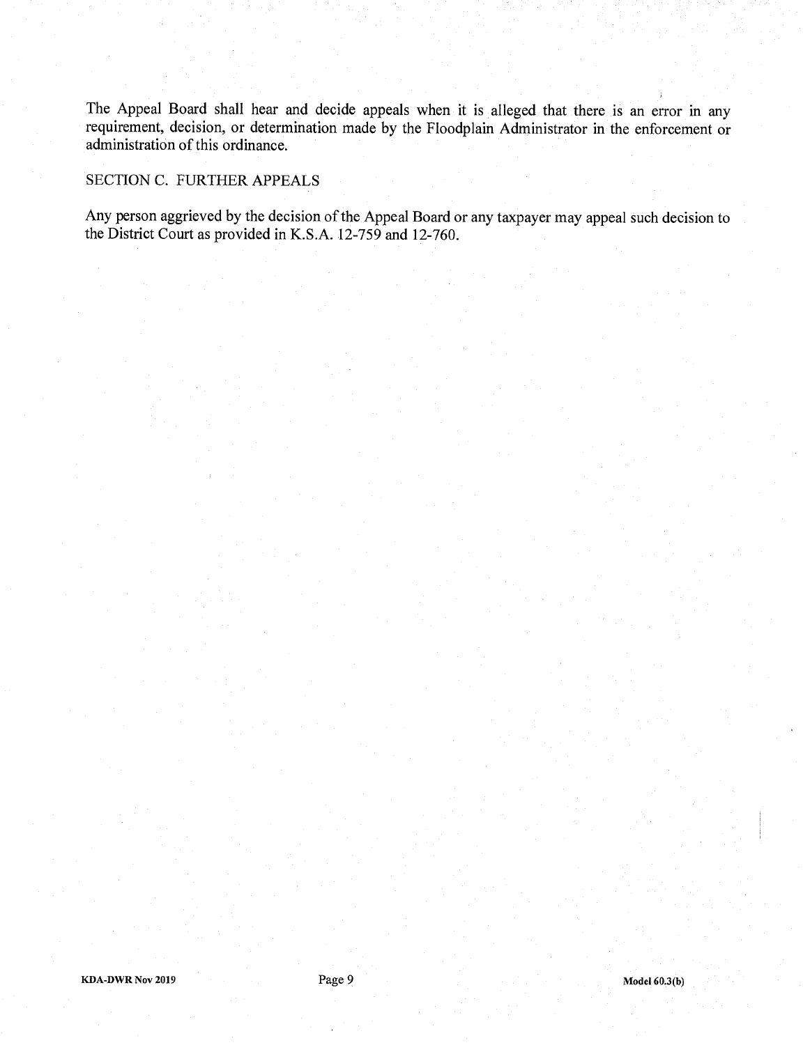The Appeal Board shall hear and decide appeals when it is alleged that there is an error in any requirement, decision, or determination made by the Floodplain Administrator in the enforcement or administration of this ordinance.

## SECTION C. FURTHER APPEALS

Any person aggrieved by the decision of the Appeal Board or any taxpayer may appeal such decision to the District Court as provided in K.S.A. 12-759 and 12-760.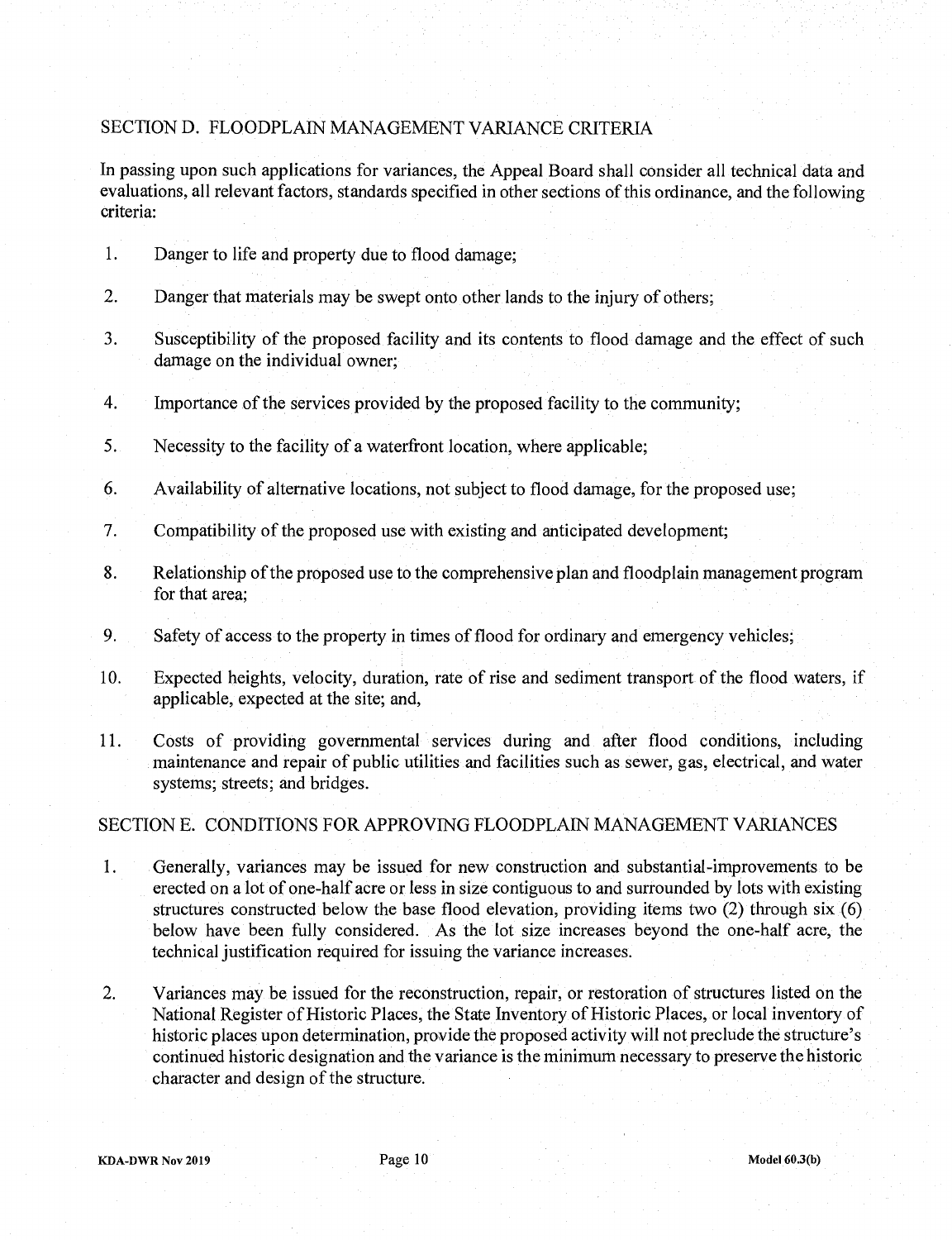## SECTION D. FLOODPLAIN MANAGEMENT VARIANCE CRITERIA

In passing upon such applications for variances, the Appeal Board shall consider all technical data and evaluations, all relevant factors, standards specified in other sections of this ordinance, and the following criteria:

1. Danger to life and property due to flood damage;
2. Danger that materials may be swept onto other lands to the injury of others;
3. Susceptibility of the proposed facility and its contents to flood damage and the effect of such damage on the individual owner;
4. Importance of the services provided by the proposed facility to the community;
5. Necessity to the facility of a waterfront location, where applicable;
6. Availability of alternative locations, not subject to flood damage, for the proposed use;
7. Compatibility of the proposed use with existing and anticipated development;
8. Relationship of the proposed use to the comprehensive plan and floodplain management program for that area;
9. Safety of access to the property in times of flood for ordinary and emergency vehicles;
10. Expected heights, velocity, duration, rate of rise and sediment transport of the flood waters, if applicable, expected at the site; and,
11. Costs of providing governmental services during and after flood conditions, including maintenance and repair of public utilities and facilities such as sewer, gas, electrical, and water systems; streets; and bridges.

## SECTION E. CONDITIONS FOR APPROVING FLOODPLAIN MANAGEMENT VARIANCES

1. Generally, variances may be issued for new construction and substantial-improvements to be erected on a lot of one-half acre or less in size contiguous to and surrounded by lots with existing structures constructed below the base flood elevation, providing items two (2) through six (6) below have been fully considered. As the lot size increases beyond the one-half acre, the technical justification required for issuing the variance increases.
2. Variances may be issued for the reconstruction, repair, or restoration of structures listed on the National Register of Historic Places, the State Inventory of Historic Places, or local inventory of historic places upon determination, provide the proposed activity will not preclude the structure's continued historic designation and the variance is the minimum necessary to preserve the historic character and design of the structure.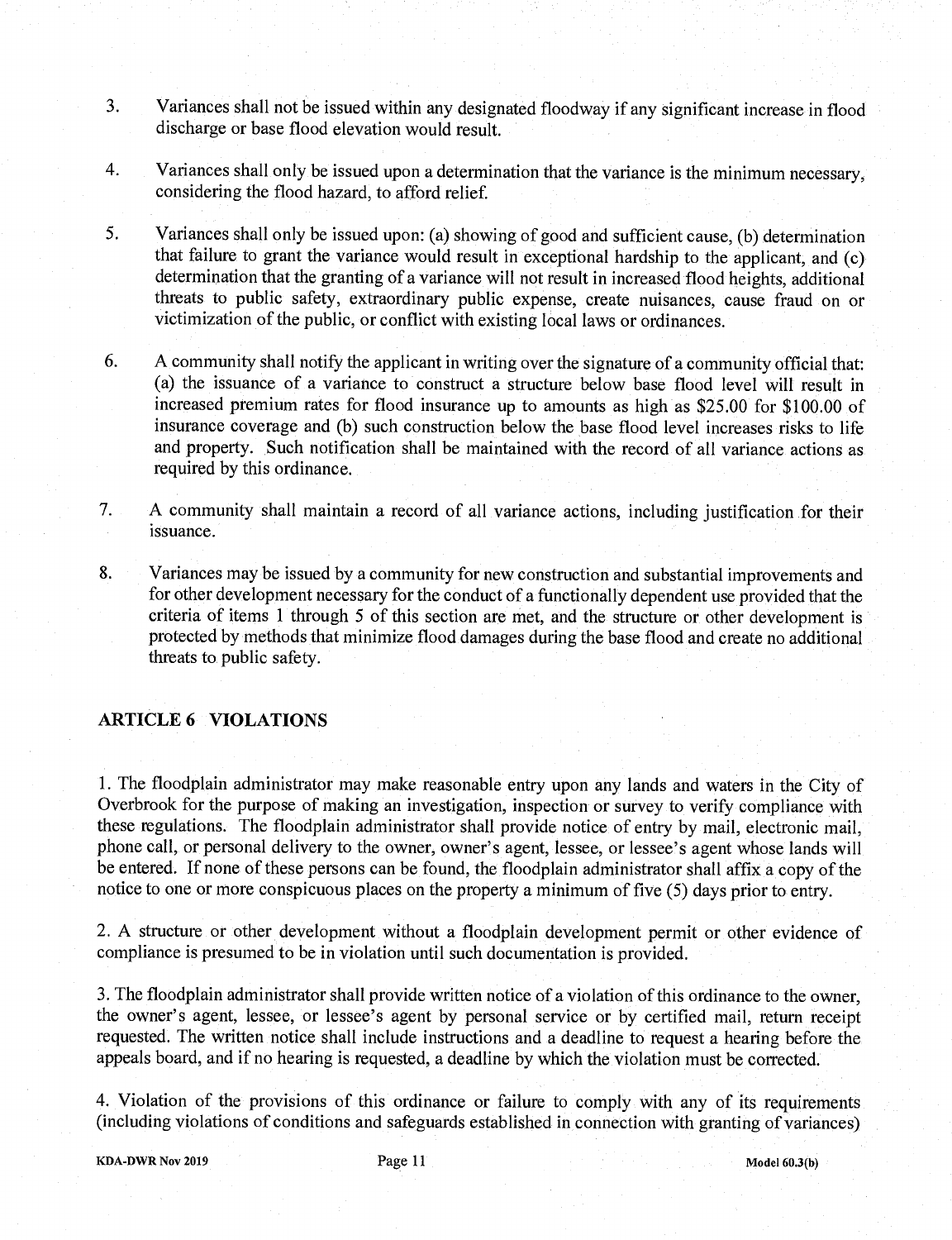3. Variances shall not be issued within any designated floodway if any significant increase in flood discharge or base flood elevation would result.

4. Variances shall only be issued upon a determination that the variance is the minimum necessary, considering the flood hazard, to afford relief.

5. Variances shall only be issued upon: (a) showing of good and sufficient cause, (b) determination that failure to grant the variance would result in exceptional hardship to the applicant, and (c) determination that the granting of a variance will not result in increased flood heights, additional threats to public safety, extraordinary public expense, create nuisances, cause fraud on or victimization of the public, or conflict with existing local laws or ordinances.

6. A community shall notify the applicant in writing over the signature of a community official that: (a) the issuance of a variance to construct a structure below base flood level will result in increased premium rates for flood insurance up to amounts as high as $25.00 for $100.00 of insurance coverage and (b) such construction below the base flood level increases risks to life and property. Such notification shall be maintained with the record of all variance actions as required by this ordinance.

7. A community shall maintain a record of all variance actions, including justification for their issuance.

8. Variances may be issued by a community for new construction and substantial improvements and for other development necessary for the conduct of a functionally dependent use provided that the criteria of items 1 through 5 of this section are met, and the structure or other development is protected by methods that minimize flood damages during the base flood and create no additional threats to public safety.

## ARTICLE 6 VIOLATIONS

1. The floodplain administrator may make reasonable entry upon any lands and waters in the City of Overbrook for the purpose of making an investigation, inspection or survey to verify compliance with these regulations. The floodplain administrator shall provide notice of entry by mail, electronic mail, phone call, or personal delivery to the owner, owner's agent, lessee, or lessee's agent whose lands will be entered. If none of these persons can be found, the floodplain administrator shall affix a copy of the notice to one or more conspicuous places on the property a minimum of five (5) days prior to entry.

2. A structure or other development without a floodplain development permit or other evidence of compliance is presumed to be in violation until such documentation is provided.

3. The floodplain administrator shall provide written notice of a violation of this ordinance to the owner, the owner's agent, lessee, or lessee's agent by personal service or by certified mail, return receipt requested. The written notice shall include instructions and a deadline to request a hearing before the appeals board, and if no hearing is requested, a deadline by which the violation must be corrected.

4. Violation of the provisions of this ordinance or failure to comply with any of its requirements (including violations of conditions and safeguards established in connection with granting of variances)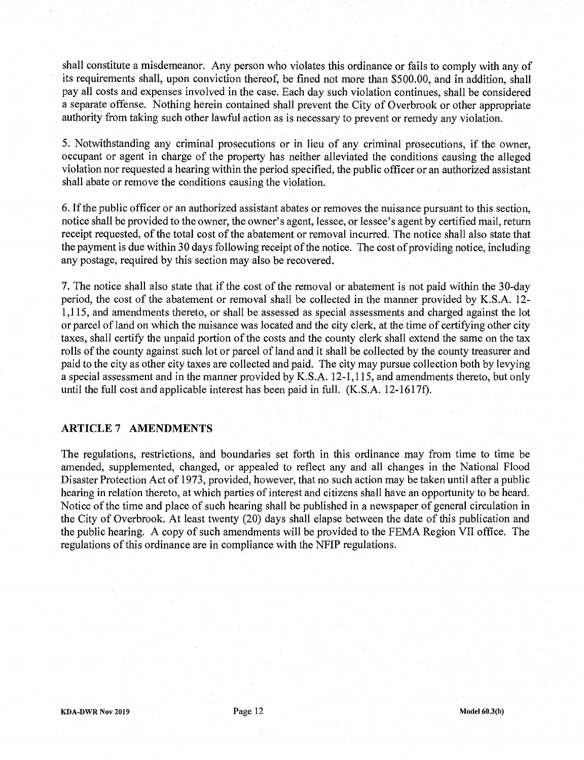shall constitute a misdemeanor. Any person who violates this ordinance or fails to comply with any of its requirements shall, upon conviction thereof, be fined not more than $500.00, and in addition, shall pay all costs and expenses involved in the case. Each day such violation continues, shall be considered a separate offense. Nothing herein contained shall prevent the City of Overbrook or other appropriate authority from taking such other lawful action as is necessary to prevent or remedy any violation.

5. Notwithstanding any criminal prosecutions or in lieu of any criminal prosecutions, if the owner, occupant or agent in charge of the property has neither alleviated the conditions causing the alleged violation nor requested a hearing within the period specified, the public officer or an authorized assistant shall abate or remove the conditions causing the violation.

6. If the public officer or an authorized assistant abates or removes the nuisance pursuant to this section, notice shall be provided to the owner, the owner's agent, lessee, or lessee's agent by certified mail, return receipt requested, of the total cost of the abatement or removal incurred. The notice shall also state that the payment is due within 30 days following receipt of the notice. The cost of providing notice, including any postage, required by this section may also be recovered.

7. The notice shall also state that if the cost of the removal or abatement is not paid within the 30-day period, the cost of the abatement or removal shall be collected in the manner provided by K.S.A. 12-1,115, and amendments thereto, or shall be assessed as special assessments and charged against the lot or parcel of land on which the nuisance was located and the city clerk, at the time of certifying other city taxes, shall certify the unpaid portion of the costs and the county clerk shall extend the same on the tax rolls of the county against such lot or parcel of land and it shall be collected by the county treasurer and paid to the city as other city taxes are collected and paid. The city may pursue collection both by levying a special assessment and in the manner provided by K.S.A. 12-1,115, and amendments thereto, but only until the full cost and applicable interest has been paid in full. (K.S.A. 12-1617f).

## ARTICLE 7 AMENDMENTS

The regulations, restrictions, and boundaries set forth in this ordinance may from time to time be amended, supplemented, changed, or appealed to reflect any and all changes in the National Flood Disaster Protection Act of 1973, provided, however, that no such action may be taken until after a public hearing in relation thereto, at which parties of interest and citizens shall have an opportunity to be heard. Notice of the time and place of such hearing shall be published in a newspaper of general circulation in the City of Overbrook. At least twenty (20) days shall elapse between the date of this publication and the public hearing. A copy of such amendments will be provided to the FEMA Region VII office. The regulations of this ordinance are in compliance with the NFIP regulations.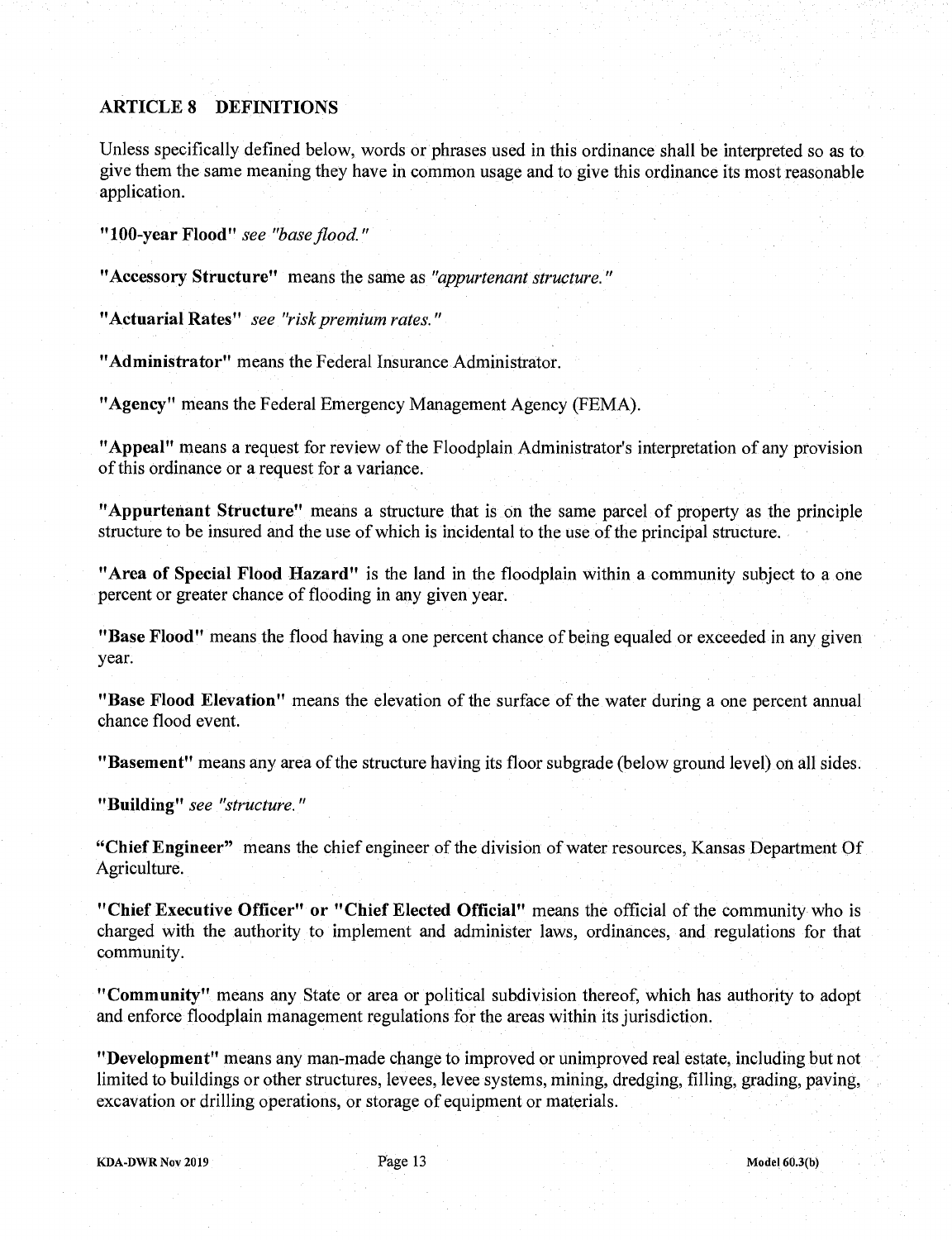## ARTICLE 8 DEFINITIONS

Unless specifically defined below, words or phrases used in this ordinance shall be interpreted so as to give them the same meaning they have in common usage and to give this ordinance its most reasonable application.

**"100-year Flood"** *see "base flood."*

**"Accessory Structure"** means the same as *"appurtenant structure."*

**"Actuarial Rates"** *see "risk premium rates."*

**"Administrator"** means the Federal Insurance Administrator.

**"Agency"** means the Federal Emergency Management Agency (FEMA).

**"Appeal"** means a request for review of the Floodplain Administrator's interpretation of any provision of this ordinance or a request for a variance.

**"Appurtenant Structure"** means a structure that is on the same parcel of property as the principle structure to be insured and the use of which is incidental to the use of the principal structure.

**"Area of Special Flood Hazard"** is the land in the floodplain within a community subject to a one percent or greater chance of flooding in any given year.

**"Base Flood"** means the flood having a one percent chance of being equaled or exceeded in any given year.

**"Base Flood Elevation"** means the elevation of the surface of the water during a one percent annual chance flood event.

**"Basement"** means any area of the structure having its floor subgrade (below ground level) on all sides.

**"Building"** *see "structure."*

**"Chief Engineer"** means the chief engineer of the division of water resources, Kansas Department Of Agriculture.

**"Chief Executive Officer" or "Chief Elected Official"** means the official of the community who is charged with the authority to implement and administer laws, ordinances, and regulations for that community.

**"Community"** means any State or area or political subdivision thereof, which has authority to adopt and enforce floodplain management regulations for the areas within its jurisdiction.

**"Development"** means any man-made change to improved or unimproved real estate, including but not limited to buildings or other structures, levees, levee systems, mining, dredging, filling, grading, paving, excavation or drilling operations, or storage of equipment or materials.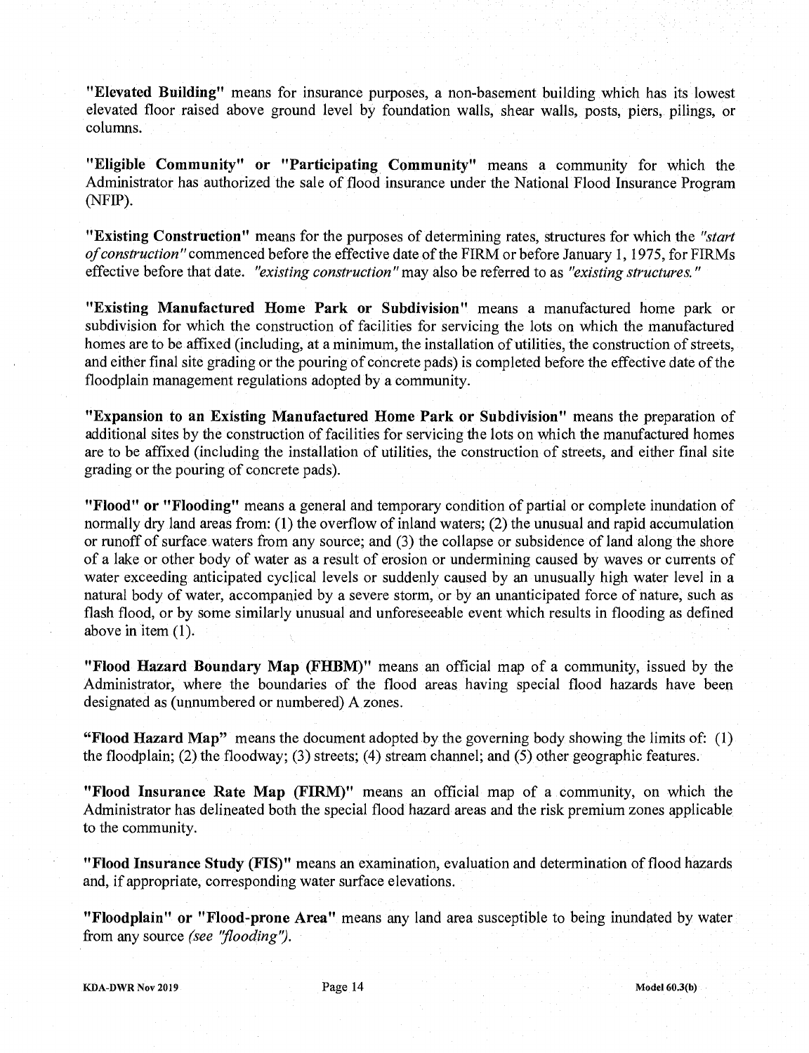**"Elevated Building"** means for insurance purposes, a non-basement building which has its lowest elevated floor raised above ground level by foundation walls, shear walls, posts, piers, pilings, or columns.

**"Eligible Community" or "Participating Community"** means a community for which the Administrator has authorized the sale of flood insurance under the National Flood Insurance Program (NFIP).

**"Existing Construction"** means for the purposes of determining rates, structures for which the *"start of construction"* commenced before the effective date of the FIRM or before January 1, 1975, for FIRMs effective before that date. *"existing construction"* may also be referred to as *"existing structures."*

**"Existing Manufactured Home Park or Subdivision"** means a manufactured home park or subdivision for which the construction of facilities for servicing the lots on which the manufactured homes are to be affixed (including, at a minimum, the installation of utilities, the construction of streets, and either final site grading or the pouring of concrete pads) is completed before the effective date of the floodplain management regulations adopted by a community.

**"Expansion to an Existing Manufactured Home Park or Subdivision"** means the preparation of additional sites by the construction of facilities for servicing the lots on which the manufactured homes are to be affixed (including the installation of utilities, the construction of streets, and either final site grading or the pouring of concrete pads).

**"Flood" or "Flooding"** means a general and temporary condition of partial or complete inundation of normally dry land areas from: (1) the overflow of inland waters; (2) the unusual and rapid accumulation or runoff of surface waters from any source; and (3) the collapse or subsidence of land along the shore of a lake or other body of water as a result of erosion or undermining caused by waves or currents of water exceeding anticipated cyclical levels or suddenly caused by an unusually high water level in a natural body of water, accompanied by a severe storm, or by an unanticipated force of nature, such as flash flood, or by some similarly unusual and unforeseeable event which results in flooding as defined above in item (1).

**"Flood Hazard Boundary Map (FHBM)"** means an official map of a community, issued by the Administrator, where the boundaries of the flood areas having special flood hazards have been designated as (unnumbered or numbered) A zones.

**"Flood Hazard Map"** means the document adopted by the governing body showing the limits of: (1) the floodplain; (2) the floodway; (3) streets; (4) stream channel; and (5) other geographic features.

**"Flood Insurance Rate Map (FIRM)"** means an official map of a community, on which the Administrator has delineated both the special flood hazard areas and the risk premium zones applicable to the community.

**"Flood Insurance Study (FIS)"** means an examination, evaluation and determination of flood hazards and, if appropriate, corresponding water surface elevations.

**"Floodplain" or "Flood-prone Area"** means any land area susceptible to being inundated by water from any source *(see "flooding")*.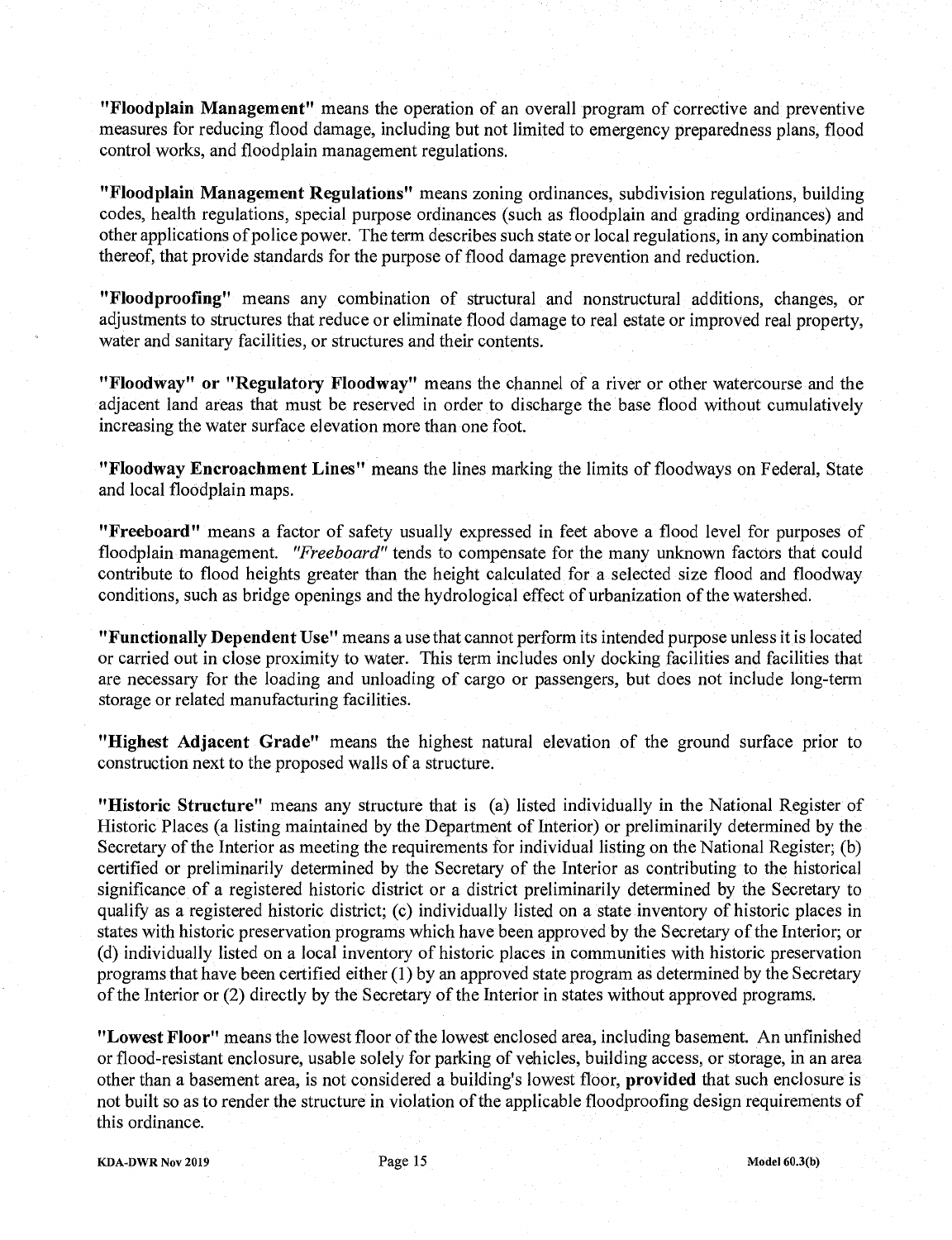**"Floodplain Management"** means the operation of an overall program of corrective and preventive measures for reducing flood damage, including but not limited to emergency preparedness plans, flood control works, and floodplain management regulations.

**"Floodplain Management Regulations"** means zoning ordinances, subdivision regulations, building codes, health regulations, special purpose ordinances (such as floodplain and grading ordinances) and other applications of police power. The term describes such state or local regulations, in any combination thereof, that provide standards for the purpose of flood damage prevention and reduction.

**"Floodproofing"** means any combination of structural and nonstructural additions, changes, or adjustments to structures that reduce or eliminate flood damage to real estate or improved real property, water and sanitary facilities, or structures and their contents.

**"Floodway" or "Regulatory Floodway"** means the channel of a river or other watercourse and the adjacent land areas that must be reserved in order to discharge the base flood without cumulatively increasing the water surface elevation more than one foot.

**"Floodway Encroachment Lines"** means the lines marking the limits of floodways on Federal, State and local floodplain maps.

**"Freeboard"** means a factor of safety usually expressed in feet above a flood level for purposes of floodplain management. *"Freeboard"* tends to compensate for the many unknown factors that could contribute to flood heights greater than the height calculated for a selected size flood and floodway conditions, such as bridge openings and the hydrological effect of urbanization of the watershed.

**"Functionally Dependent Use"** means a use that cannot perform its intended purpose unless it is located or carried out in close proximity to water. This term includes only docking facilities and facilities that are necessary for the loading and unloading of cargo or passengers, but does not include long-term storage or related manufacturing facilities.

**"Highest Adjacent Grade"** means the highest natural elevation of the ground surface prior to construction next to the proposed walls of a structure.

**"Historic Structure"** means any structure that is (a) listed individually in the National Register of Historic Places (a listing maintained by the Department of Interior) or preliminarily determined by the Secretary of the Interior as meeting the requirements for individual listing on the National Register; (b) certified or preliminarily determined by the Secretary of the Interior as contributing to the historical significance of a registered historic district or a district preliminarily determined by the Secretary to qualify as a registered historic district; (c) individually listed on a state inventory of historic places in states with historic preservation programs which have been approved by the Secretary of the Interior; or (d) individually listed on a local inventory of historic places in communities with historic preservation programs that have been certified either (1) by an approved state program as determined by the Secretary of the Interior or (2) directly by the Secretary of the Interior in states without approved programs.

**"Lowest Floor"** means the lowest floor of the lowest enclosed area, including basement. An unfinished or flood-resistant enclosure, usable solely for parking of vehicles, building access, or storage, in an area other than a basement area, is not considered a building's lowest floor, **provided** that such enclosure is not built so as to render the structure in violation of the applicable floodproofing design requirements of this ordinance.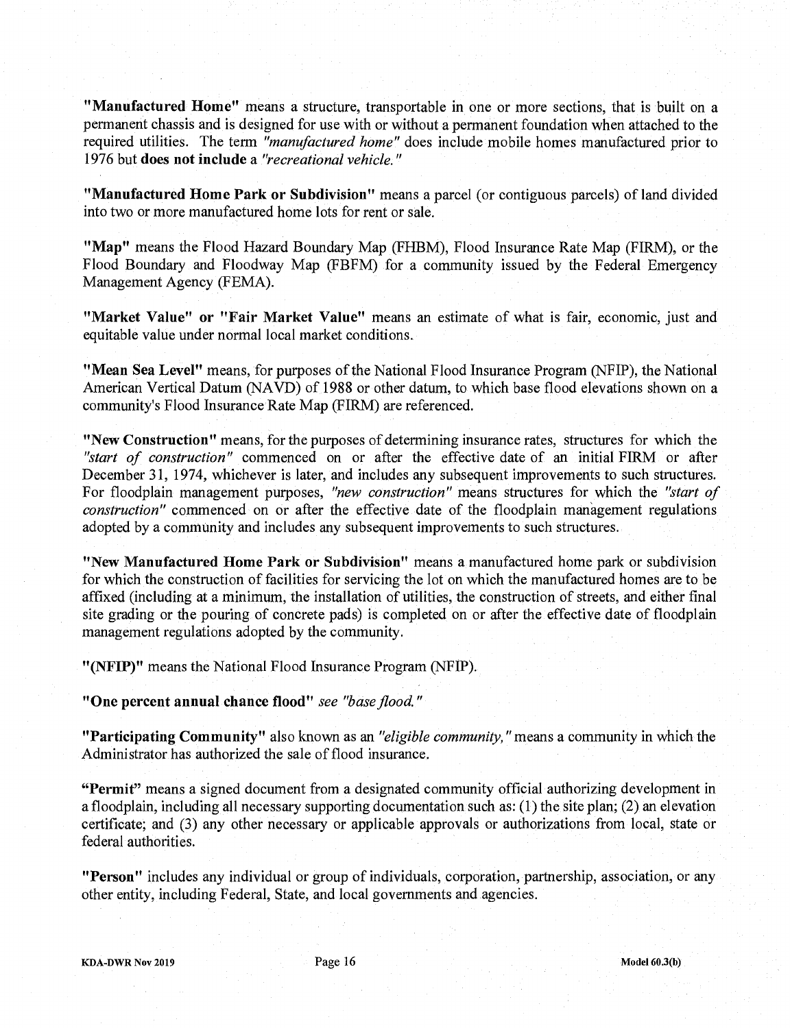**"Manufactured Home"** means a structure, transportable in one or more sections, that is built on a permanent chassis and is designed for use with or without a permanent foundation when attached to the required utilities. The term *"manufactured home"* does include mobile homes manufactured prior to 1976 but **does not include** a *"recreational vehicle."*

**"Manufactured Home Park or Subdivision"** means a parcel (or contiguous parcels) of land divided into two or more manufactured home lots for rent or sale.

**"Map"** means the Flood Hazard Boundary Map (FHBM), Flood Insurance Rate Map (FIRM), or the Flood Boundary and Floodway Map (FBFM) for a community issued by the Federal Emergency Management Agency (FEMA).

**"Market Value" or "Fair Market Value"** means an estimate of what is fair, economic, just and equitable value under normal local market conditions.

**"Mean Sea Level"** means, for purposes of the National Flood Insurance Program (NFIP), the National American Vertical Datum (NAVD) of 1988 or other datum, to which base flood elevations shown on a community's Flood Insurance Rate Map (FIRM) are referenced.

**"New Construction"** means, for the purposes of determining insurance rates, structures for which the *"start of construction"* commenced on or after the effective date of an initial FIRM or after December 31, 1974, whichever is later, and includes any subsequent improvements to such structures. For floodplain management purposes, *"new construction"* means structures for which the *"start of construction"* commenced on or after the effective date of the floodplain management regulations adopted by a community and includes any subsequent improvements to such structures.

**"New Manufactured Home Park or Subdivision"** means a manufactured home park or subdivision for which the construction of facilities for servicing the lot on which the manufactured homes are to be affixed (including at a minimum, the installation of utilities, the construction of streets, and either final site grading or the pouring of concrete pads) is completed on or after the effective date of floodplain management regulations adopted by the community.

**"(NFIP)"** means the National Flood Insurance Program (NFIP).

**"One percent annual chance flood"** *see "base flood."*

**"Participating Community"** also known as an *"eligible community,"* means a community in which the Administrator has authorized the sale of flood insurance.

**"Permit"** means a signed document from a designated community official authorizing development in a floodplain, including all necessary supporting documentation such as: (1) the site plan; (2) an elevation certificate; and (3) any other necessary or applicable approvals or authorizations from local, state or federal authorities.

**"Person"** includes any individual or group of individuals, corporation, partnership, association, or any other entity, including Federal, State, and local governments and agencies.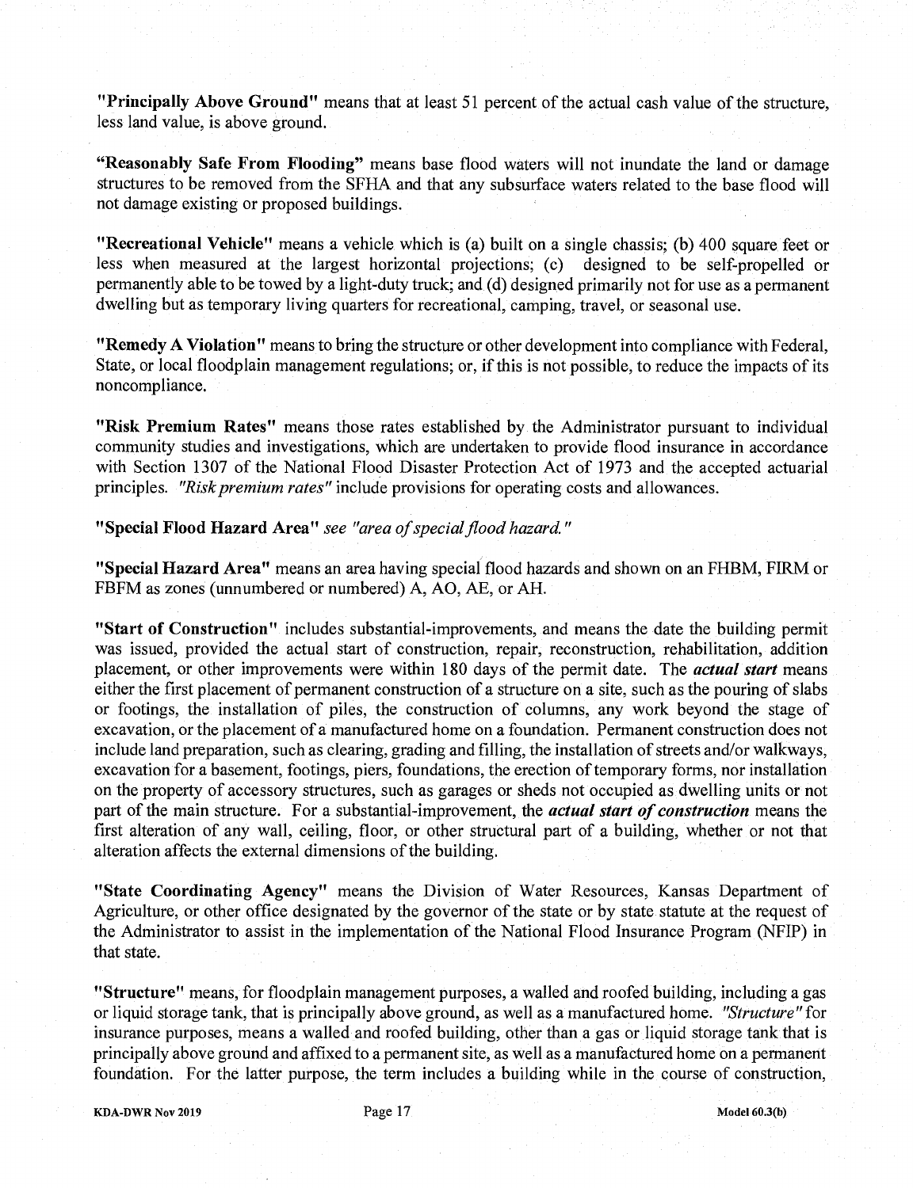**"Principally Above Ground"** means that at least 51 percent of the actual cash value of the structure, less land value, is above ground.

**"Reasonably Safe From Flooding"** means base flood waters will not inundate the land or damage structures to be removed from the SFHA and that any subsurface waters related to the base flood will not damage existing or proposed buildings.

**"Recreational Vehicle"** means a vehicle which is (a) built on a single chassis; (b) 400 square feet or less when measured at the largest horizontal projections; (c) designed to be self-propelled or permanently able to be towed by a light-duty truck; and (d) designed primarily not for use as a permanent dwelling but as temporary living quarters for recreational, camping, travel, or seasonal use.

**"Remedy A Violation"** means to bring the structure or other development into compliance with Federal, State, or local floodplain management regulations; or, if this is not possible, to reduce the impacts of its noncompliance.

**"Risk Premium Rates"** means those rates established by the Administrator pursuant to individual community studies and investigations, which are undertaken to provide flood insurance in accordance with Section 1307 of the National Flood Disaster Protection Act of 1973 and the accepted actuarial principles. *"Risk premium rates"* include provisions for operating costs and allowances.

**"Special Flood Hazard Area"** *see "area of special flood hazard."*

**"Special Hazard Area"** means an area having special flood hazards and shown on an FHBM, FIRM or FBFM as zones (unnumbered or numbered) A, AO, AE, or AH.

**"Start of Construction"** includes substantial-improvements, and means the date the building permit was issued, provided the actual start of construction, repair, reconstruction, rehabilitation, addition placement, or other improvements were within 180 days of the permit date. The ***actual start*** means either the first placement of permanent construction of a structure on a site, such as the pouring of slabs or footings, the installation of piles, the construction of columns, any work beyond the stage of excavation, or the placement of a manufactured home on a foundation. Permanent construction does not include land preparation, such as clearing, grading and filling, the installation of streets and/or walkways, excavation for a basement, footings, piers, foundations, the erection of temporary forms, nor installation on the property of accessory structures, such as garages or sheds not occupied as dwelling units or not part of the main structure. For a substantial-improvement, the ***actual start of construction*** means the first alteration of any wall, ceiling, floor, or other structural part of a building, whether or not that alteration affects the external dimensions of the building.

**"State Coordinating Agency"** means the Division of Water Resources, Kansas Department of Agriculture, or other office designated by the governor of the state or by state statute at the request of the Administrator to assist in the implementation of the National Flood Insurance Program (NFIP) in that state.

**"Structure"** means, for floodplain management purposes, a walled and roofed building, including a gas or liquid storage tank, that is principally above ground, as well as a manufactured home. *"Structure"* for insurance purposes, means a walled and roofed building, other than a gas or liquid storage tank that is principally above ground and affixed to a permanent site, as well as a manufactured home on a permanent foundation. For the latter purpose, the term includes a building while in the course of construction,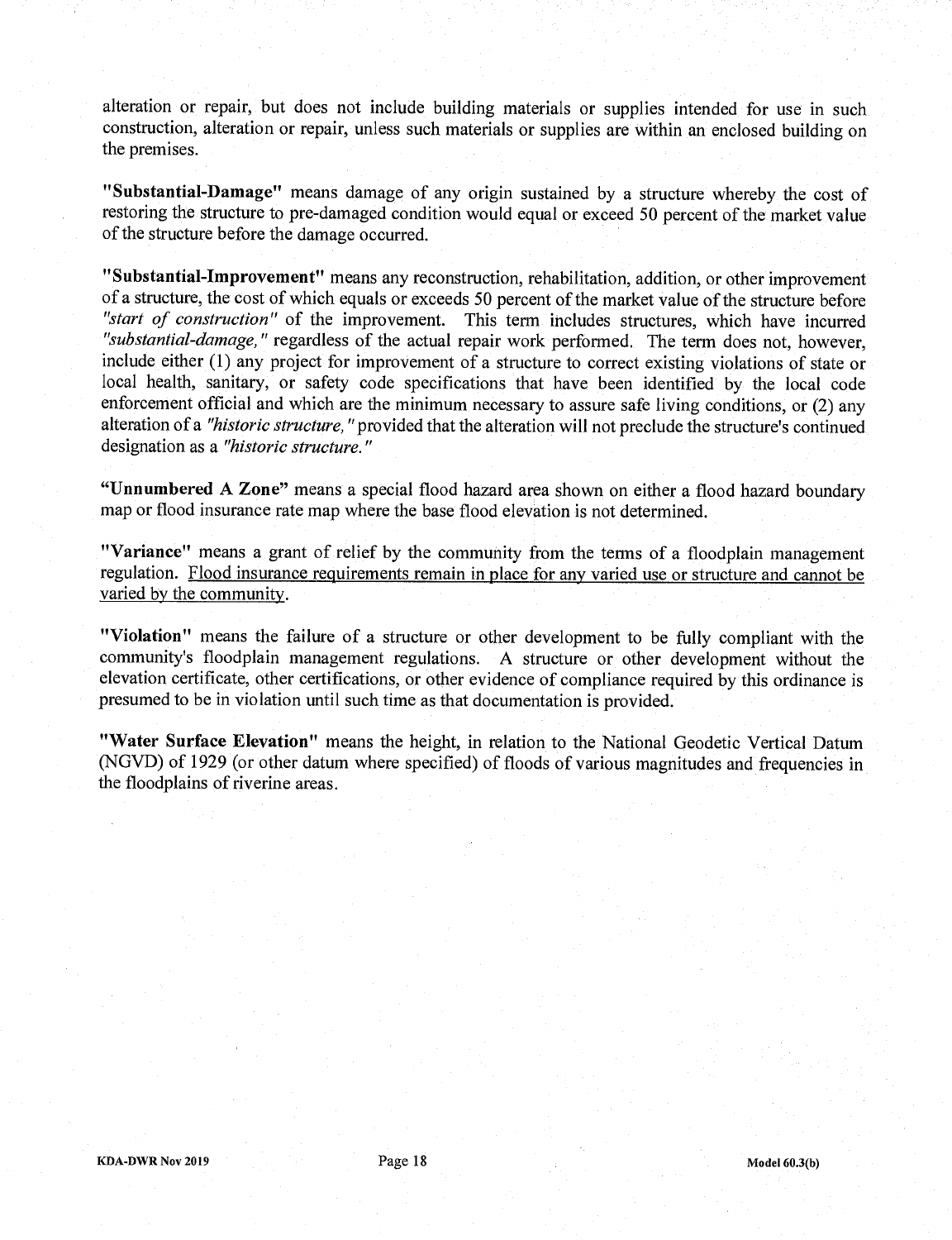alteration or repair, but does not include building materials or supplies intended for use in such construction, alteration or repair, unless such materials or supplies are within an enclosed building on the premises.

**"Substantial-Damage"** means damage of any origin sustained by a structure whereby the cost of restoring the structure to pre-damaged condition would equal or exceed 50 percent of the market value of the structure before the damage occurred.

**"Substantial-Improvement"** means any reconstruction, rehabilitation, addition, or other improvement of a structure, the cost of which equals or exceeds 50 percent of the market value of the structure before *"start of construction"* of the improvement. This term includes structures, which have incurred *"substantial-damage,"* regardless of the actual repair work performed. The term does not, however, include either (1) any project for improvement of a structure to correct existing violations of state or local health, sanitary, or safety code specifications that have been identified by the local code enforcement official and which are the minimum necessary to assure safe living conditions, or (2) any alteration of a *"historic structure,"* provided that the alteration will not preclude the structure's continued designation as a *"historic structure."*

**"Unnumbered A Zone"** means a special flood hazard area shown on either a flood hazard boundary map or flood insurance rate map where the base flood elevation is not determined.

**"Variance"** means a grant of relief by the community from the terms of a floodplain management regulation. <u>Flood insurance requirements remain in place for any varied use or structure and cannot be varied by the community</u>.

**"Violation"** means the failure of a structure or other development to be fully compliant with the community's floodplain management regulations. A structure or other development without the elevation certificate, other certifications, or other evidence of compliance required by this ordinance is presumed to be in violation until such time as that documentation is provided.

**"Water Surface Elevation"** means the height, in relation to the National Geodetic Vertical Datum (NGVD) of 1929 (or other datum where specified) of floods of various magnitudes and frequencies in the floodplains of riverine areas.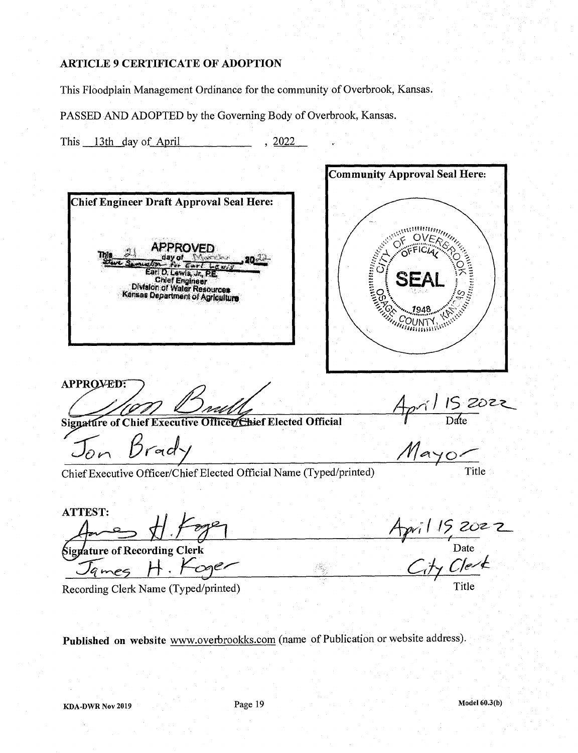## ARTICLE 9 CERTIFICATE OF ADOPTION

This Floodplain Management Ordinance for the community of Overbrook, Kansas.

PASSED AND ADOPTED by the Governing Body of Overbrook, Kansas.

This 13th day of April , 2022 .

**Chief Engineer Draft Approval Seal Here:**

APPROVED
This 21 day of March, 2022
Steve Samuelson For Earl Lewis
Earl D. Lewis, Jr., P.E.
Chief Engineer
Division of Water Resources
Kansas Department of Agriculture

**Community Approval Seal Here:**

CITY OF OVERBROOK OFFICIAL SEAL 1948 OSAGE COUNTY, KANSAS

**APPROVED:**

Jon Brady — April 15 2022

**Signature of Chief Executive Officer/Chief Elected Official** — Date

Jon Brady — Mayor

Chief Executive Officer/Chief Elected Official Name (Typed/printed) — Title

**ATTEST:**

James H. Koger — April 15 2022

**Signature of Recording Clerk** — Date

James H. Koger — City Clerk

Recording Clerk Name (Typed/printed) — Title

**Published on website** www.overbrookks.com (name of Publication or website address).

KDA-DWR Nov 2019 — Model 60.3(b)